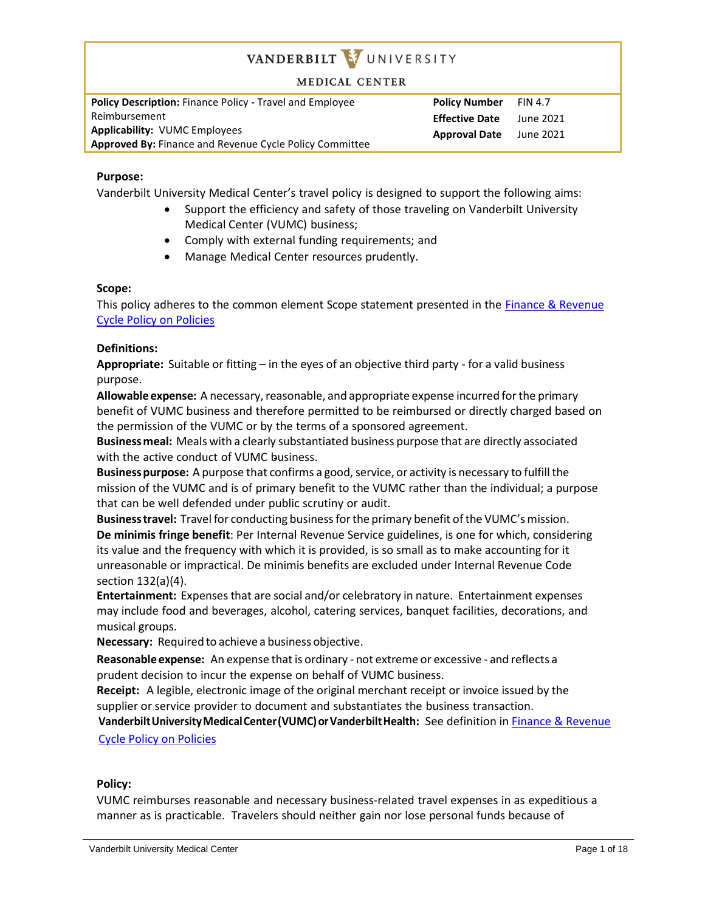VANDERBILT UNIVERSITY

MEDICAL CENTER

| **Policy Description:** Finance Policy - Travel and Employee Reimbursement | **Policy Number** | FIN 4.7 |
|---|---|---|
| **Applicability:** VUMC Employees | **Effective Date** | June 2021 |
| **Approved By:** Finance and Revenue Cycle Policy Committee | **Approval Date** | June 2021 |

**Purpose:**

Vanderbilt University Medical Center's travel policy is designed to support the following aims:

- Support the efficiency and safety of those traveling on Vanderbilt University Medical Center (VUMC) business;
- Comply with external funding requirements; and
- Manage Medical Center resources prudently.

**Scope:**

This policy adheres to the common element Scope statement presented in the [Finance & Revenue Cycle Policy on Policies]()

**Definitions:**

**Appropriate:** Suitable or fitting – in the eyes of an objective third party - for a valid business purpose.

**Allowable expense:** A necessary, reasonable, and appropriate expense incurred for the primary benefit of VUMC business and therefore permitted to be reimbursed or directly charged based on the permission of the VUMC or by the terms of a sponsored agreement.

**Business meal:** Meals with a clearly substantiated business purpose that are directly associated with the active conduct of VUMC business.

**Business purpose:** A purpose that confirms a good, service, or activity is necessary to fulfill the mission of the VUMC and is of primary benefit to the VUMC rather than the individual; a purpose that can be well defended under public scrutiny or audit.

**Business travel:** Travel for conducting business for the primary benefit of the VUMC's mission.

**De minimis fringe benefit**: Per Internal Revenue Service guidelines, is one for which, considering its value and the frequency with which it is provided, is so small as to make accounting for it unreasonable or impractical. De minimis benefits are excluded under Internal Revenue Code section 132(a)(4).

**Entertainment:** Expenses that are social and/or celebratory in nature. Entertainment expenses may include food and beverages, alcohol, catering services, banquet facilities, decorations, and musical groups.

**Necessary:** Required to achieve a business objective.

**Reasonable expense:** An expense that is ordinary - not extreme or excessive - and reflects a prudent decision to incur the expense on behalf of VUMC business.

**Receipt:** A legible, electronic image of the original merchant receipt or invoice issued by the supplier or service provider to document and substantiates the business transaction.

**Vanderbilt University Medical Center (VUMC) or Vanderbilt Health:** See definition in [Finance & Revenue Cycle Policy on Policies]()

**Policy:**

VUMC reimburses reasonable and necessary business-related travel expenses in as expeditious a manner as is practicable. Travelers should neither gain nor lose personal funds because of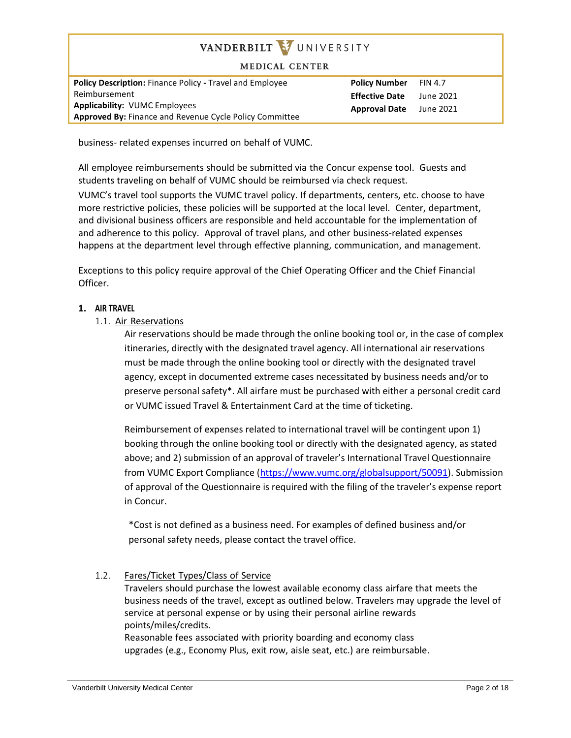business- related expenses incurred on behalf of VUMC.

All employee reimbursements should be submitted via the Concur expense tool. Guests and students traveling on behalf of VUMC should be reimbursed via check request.

VUMC's travel tool supports the VUMC travel policy. If departments, centers, etc. choose to have more restrictive policies, these policies will be supported at the local level. Center, department, and divisional business officers are responsible and held accountable for the implementation of and adherence to this policy. Approval of travel plans, and other business-related expenses happens at the department level through effective planning, communication, and management.

Exceptions to this policy require approval of the Chief Operating Officer and the Chief Financial Officer.

## 1. AIR TRAVEL

### 1.1. Air Reservations

Air reservations should be made through the online booking tool or, in the case of complex itineraries, directly with the designated travel agency. All international air reservations must be made through the online booking tool or directly with the designated travel agency, except in documented extreme cases necessitated by business needs and/or to preserve personal safety*. All airfare must be purchased with either a personal credit card or VUMC issued Travel & Entertainment Card at the time of ticketing.

Reimbursement of expenses related to international travel will be contingent upon 1) booking through the online booking tool or directly with the designated agency, as stated above; and 2) submission of an approval of traveler's International Travel Questionnaire from VUMC Export Compliance (https://www.vumc.org/globalsupport/50091). Submission of approval of the Questionnaire is required with the filing of the traveler's expense report in Concur.

*Cost is not defined as a business need. For examples of defined business and/or personal safety needs, please contact the travel office.

### 1.2. Fares/Ticket Types/Class of Service

Travelers should purchase the lowest available economy class airfare that meets the business needs of the travel, except as outlined below. Travelers may upgrade the level of service at personal expense or by using their personal airline rewards points/miles/credits.

Reasonable fees associated with priority boarding and economy class upgrades (e.g., Economy Plus, exit row, aisle seat, etc.) are reimbursable.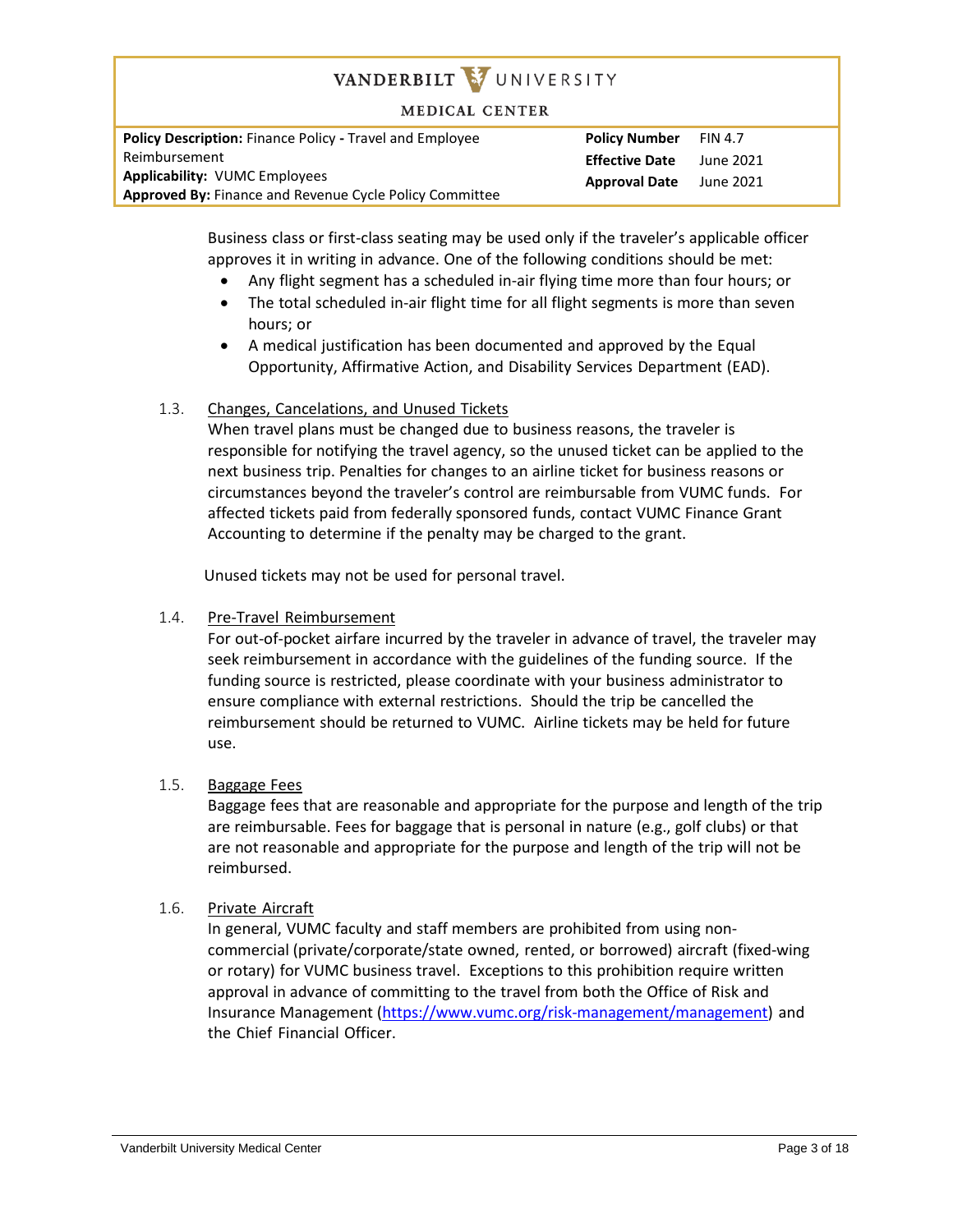Business class or first-class seating may be used only if the traveler's applicable officer approves it in writing in advance. One of the following conditions should be met:

- Any flight segment has a scheduled in-air flying time more than four hours; or
- The total scheduled in-air flight time for all flight segments is more than seven hours; or
- A medical justification has been documented and approved by the Equal Opportunity, Affirmative Action, and Disability Services Department (EAD).

1.3. Changes, Cancelations, and Unused Tickets

When travel plans must be changed due to business reasons, the traveler is responsible for notifying the travel agency, so the unused ticket can be applied to the next business trip. Penalties for changes to an airline ticket for business reasons or circumstances beyond the traveler's control are reimbursable from VUMC funds. For affected tickets paid from federally sponsored funds, contact VUMC Finance Grant Accounting to determine if the penalty may be charged to the grant.

Unused tickets may not be used for personal travel.

1.4. Pre-Travel Reimbursement

For out-of-pocket airfare incurred by the traveler in advance of travel, the traveler may seek reimbursement in accordance with the guidelines of the funding source. If the funding source is restricted, please coordinate with your business administrator to ensure compliance with external restrictions. Should the trip be cancelled the reimbursement should be returned to VUMC. Airline tickets may be held for future use.

1.5. Baggage Fees

Baggage fees that are reasonable and appropriate for the purpose and length of the trip are reimbursable. Fees for baggage that is personal in nature (e.g., golf clubs) or that are not reasonable and appropriate for the purpose and length of the trip will not be reimbursed.

1.6. Private Aircraft

In general, VUMC faculty and staff members are prohibited from using non-commercial (private/corporate/state owned, rented, or borrowed) aircraft (fixed-wing or rotary) for VUMC business travel. Exceptions to this prohibition require written approval in advance of committing to the travel from both the Office of Risk and Insurance Management (https://www.vumc.org/risk-management/management) and the Chief Financial Officer.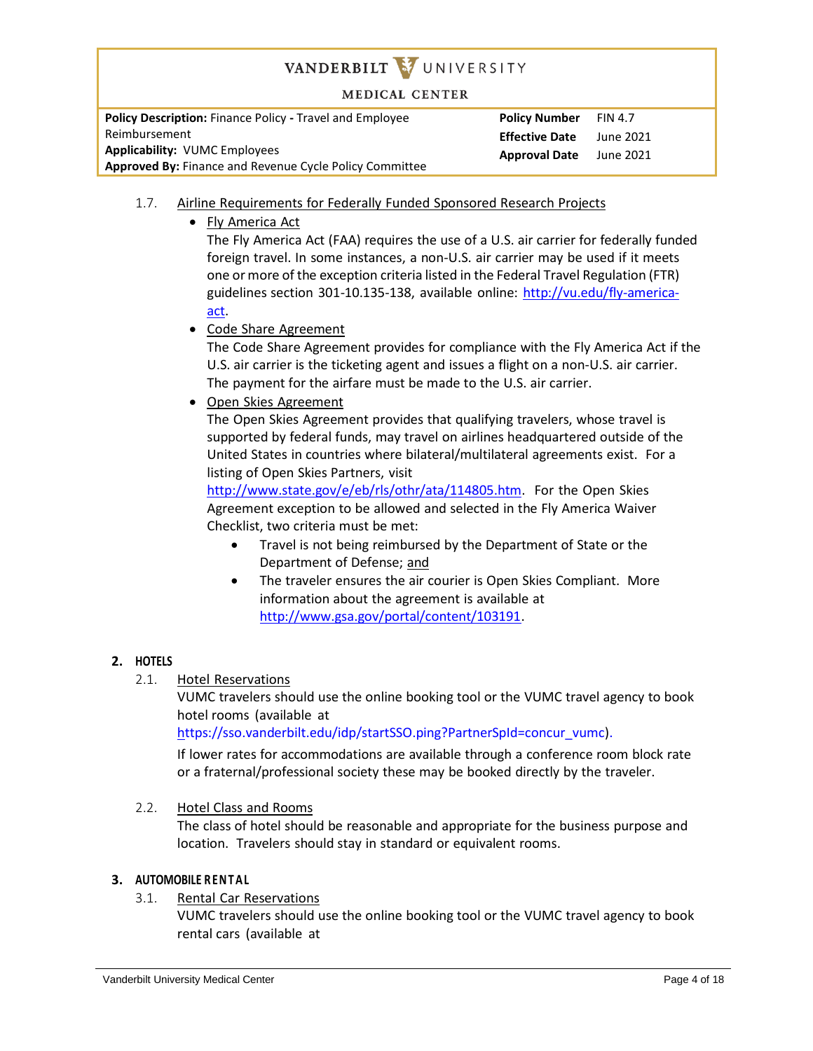1.7. Airline Requirements for Federally Funded Sponsored Research Projects

- Fly America Act

  The Fly America Act (FAA) requires the use of a U.S. air carrier for federally funded foreign travel. In some instances, a non-U.S. air carrier may be used if it meets one or more of the exception criteria listed in the Federal Travel Regulation (FTR) guidelines section 301-10.135-138, available online: http://vu.edu/fly-america-act.

- Code Share Agreement

  The Code Share Agreement provides for compliance with the Fly America Act if the U.S. air carrier is the ticketing agent and issues a flight on a non-U.S. air carrier. The payment for the airfare must be made to the U.S. air carrier.

- Open Skies Agreement

  The Open Skies Agreement provides that qualifying travelers, whose travel is supported by federal funds, may travel on airlines headquartered outside of the United States in countries where bilateral/multilateral agreements exist. For a listing of Open Skies Partners, visit http://www.state.gov/e/eb/rls/othr/ata/114805.htm. For the Open Skies Agreement exception to be allowed and selected in the Fly America Waiver Checklist, two criteria must be met:

  - Travel is not being reimbursed by the Department of State or the Department of Defense; and
  - The traveler ensures the air courier is Open Skies Compliant. More information about the agreement is available at http://www.gsa.gov/portal/content/103191.

## 2. HOTELS

2.1. Hotel Reservations

VUMC travelers should use the online booking tool or the VUMC travel agency to book hotel rooms (available at https://sso.vanderbilt.edu/idp/startSSO.ping?PartnerSpId=concur_vumc).

If lower rates for accommodations are available through a conference room block rate or a fraternal/professional society these may be booked directly by the traveler.

2.2. Hotel Class and Rooms

The class of hotel should be reasonable and appropriate for the business purpose and location. Travelers should stay in standard or equivalent rooms.

## 3. AUTOMOBILE RENTAL

3.1. Rental Car Reservations

VUMC travelers should use the online booking tool or the VUMC travel agency to book rental cars (available at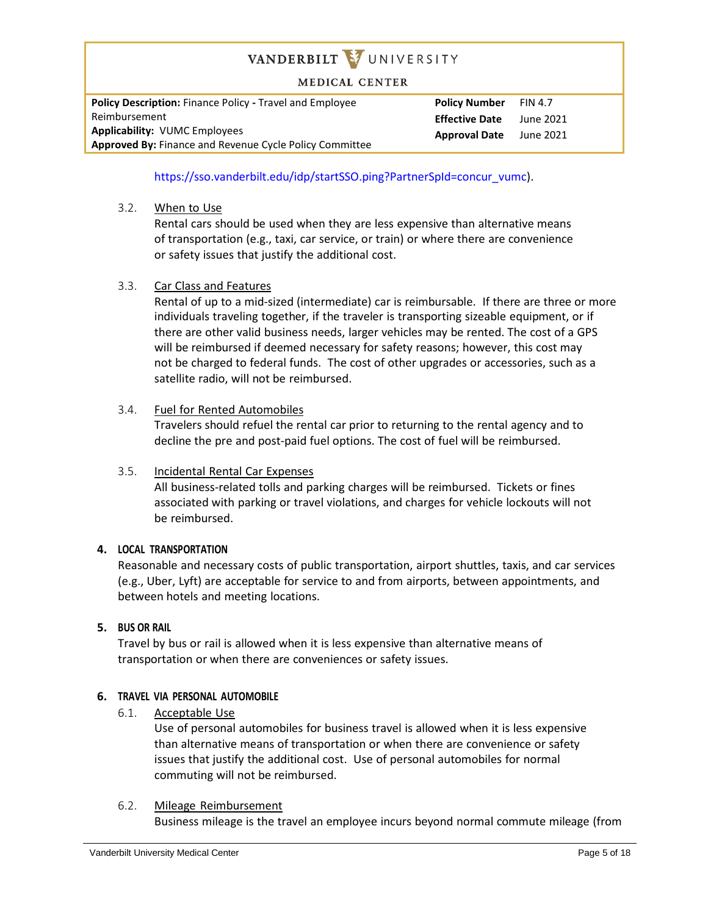https://sso.vanderbilt.edu/idp/startSSO.ping?PartnerSpId=concur_vumc).

3.2. <u>When to Use</u>

Rental cars should be used when they are less expensive than alternative means of transportation (e.g., taxi, car service, or train) or where there are convenience or safety issues that justify the additional cost.

3.3. <u>Car Class and Features</u>

Rental of up to a mid-sized (intermediate) car is reimbursable. If there are three or more individuals traveling together, if the traveler is transporting sizeable equipment, or if there are other valid business needs, larger vehicles may be rented. The cost of a GPS will be reimbursed if deemed necessary for safety reasons; however, this cost may not be charged to federal funds. The cost of other upgrades or accessories, such as a satellite radio, will not be reimbursed.

3.4. <u>Fuel for Rented Automobiles</u>

Travelers should refuel the rental car prior to returning to the rental agency and to decline the pre and post-paid fuel options. The cost of fuel will be reimbursed.

3.5. <u>Incidental Rental Car Expenses</u>

All business-related tolls and parking charges will be reimbursed. Tickets or fines associated with parking or travel violations, and charges for vehicle lockouts will not be reimbursed.

## 4. LOCAL TRANSPORTATION

Reasonable and necessary costs of public transportation, airport shuttles, taxis, and car services (e.g., Uber, Lyft) are acceptable for service to and from airports, between appointments, and between hotels and meeting locations.

## 5. BUS OR RAIL

Travel by bus or rail is allowed when it is less expensive than alternative means of transportation or when there are conveniences or safety issues.

## 6. TRAVEL VIA PERSONAL AUTOMOBILE

6.1. <u>Acceptable Use</u>

Use of personal automobiles for business travel is allowed when it is less expensive than alternative means of transportation or when there are convenience or safety issues that justify the additional cost. Use of personal automobiles for normal commuting will not be reimbursed.

6.2. <u>Mileage Reimbursement</u>

Business mileage is the travel an employee incurs beyond normal commute mileage (from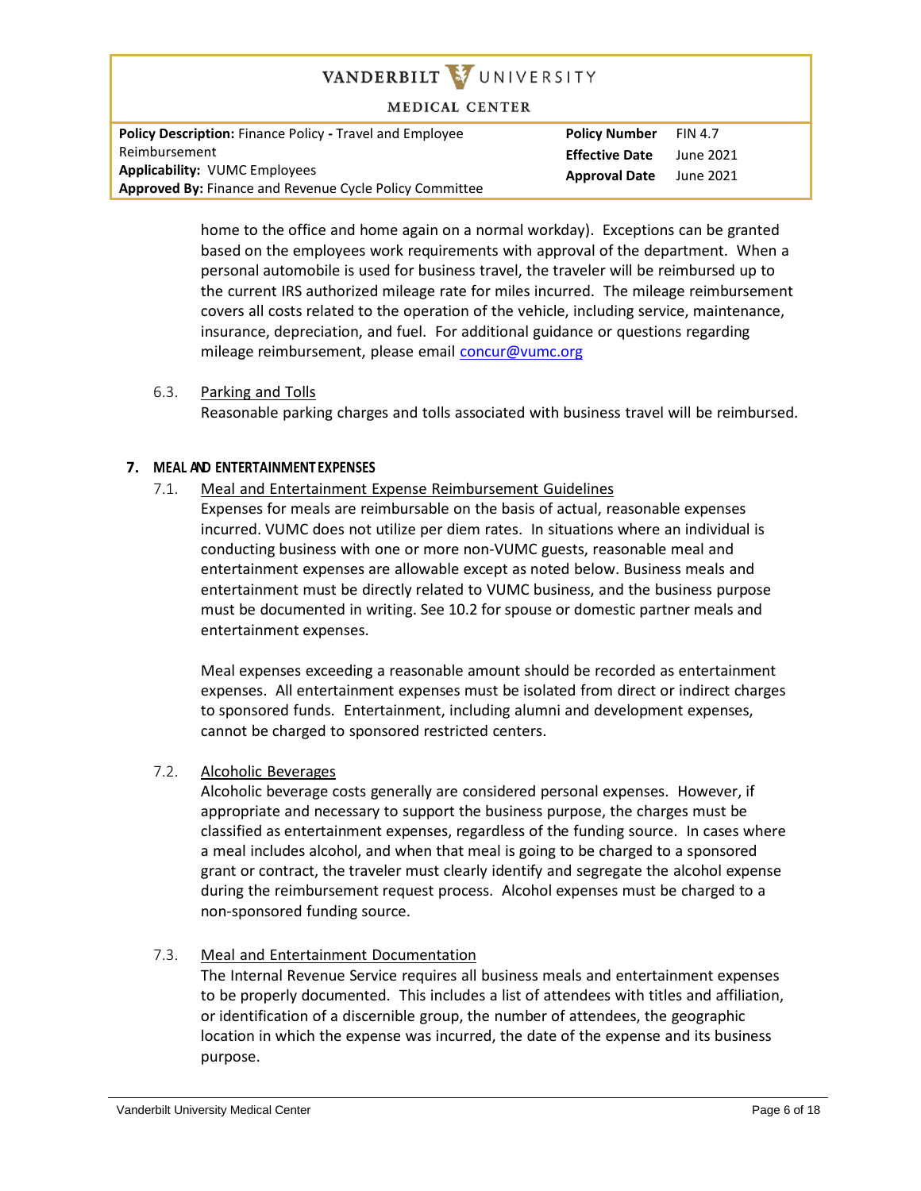home to the office and home again on a normal workday). Exceptions can be granted based on the employees work requirements with approval of the department. When a personal automobile is used for business travel, the traveler will be reimbursed up to the current IRS authorized mileage rate for miles incurred. The mileage reimbursement covers all costs related to the operation of the vehicle, including service, maintenance, insurance, depreciation, and fuel. For additional guidance or questions regarding mileage reimbursement, please email concur@vumc.org

6.3. Parking and Tolls

Reasonable parking charges and tolls associated with business travel will be reimbursed.

## 7. MEAL AND ENTERTAINMENT EXPENSES

7.1. Meal and Entertainment Expense Reimbursement Guidelines

Expenses for meals are reimbursable on the basis of actual, reasonable expenses incurred. VUMC does not utilize per diem rates. In situations where an individual is conducting business with one or more non-VUMC guests, reasonable meal and entertainment expenses are allowable except as noted below. Business meals and entertainment must be directly related to VUMC business, and the business purpose must be documented in writing. See 10.2 for spouse or domestic partner meals and entertainment expenses.

Meal expenses exceeding a reasonable amount should be recorded as entertainment expenses. All entertainment expenses must be isolated from direct or indirect charges to sponsored funds. Entertainment, including alumni and development expenses, cannot be charged to sponsored restricted centers.

7.2. Alcoholic Beverages

Alcoholic beverage costs generally are considered personal expenses. However, if appropriate and necessary to support the business purpose, the charges must be classified as entertainment expenses, regardless of the funding source. In cases where a meal includes alcohol, and when that meal is going to be charged to a sponsored grant or contract, the traveler must clearly identify and segregate the alcohol expense during the reimbursement request process. Alcohol expenses must be charged to a non-sponsored funding source.

7.3. Meal and Entertainment Documentation

The Internal Revenue Service requires all business meals and entertainment expenses to be properly documented. This includes a list of attendees with titles and affiliation, or identification of a discernible group, the number of attendees, the geographic location in which the expense was incurred, the date of the expense and its business purpose.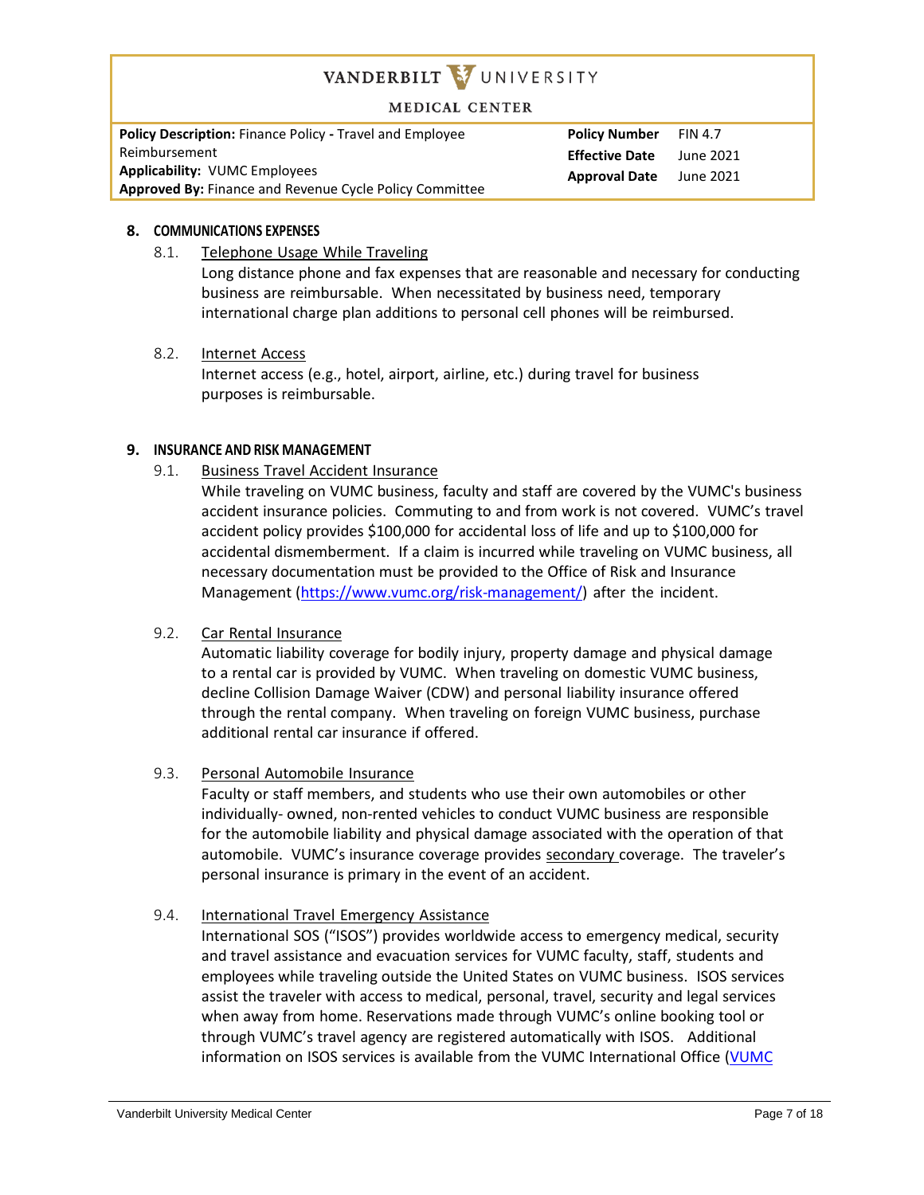## 8. COMMUNICATIONS EXPENSES

### 8.1. Telephone Usage While Traveling

Long distance phone and fax expenses that are reasonable and necessary for conducting business are reimbursable. When necessitated by business need, temporary international charge plan additions to personal cell phones will be reimbursed.

### 8.2. Internet Access

Internet access (e.g., hotel, airport, airline, etc.) during travel for business purposes is reimbursable.

## 9. INSURANCE AND RISK MANAGEMENT

### 9.1. Business Travel Accident Insurance

While traveling on VUMC business, faculty and staff are covered by the VUMC's business accident insurance policies. Commuting to and from work is not covered. VUMC's travel accident policy provides $100,000 for accidental loss of life and up to $100,000 for accidental dismemberment. If a claim is incurred while traveling on VUMC business, all necessary documentation must be provided to the Office of Risk and Insurance Management (https://www.vumc.org/risk-management/) after the incident.

### 9.2. Car Rental Insurance

Automatic liability coverage for bodily injury, property damage and physical damage to a rental car is provided by VUMC. When traveling on domestic VUMC business, decline Collision Damage Waiver (CDW) and personal liability insurance offered through the rental company. When traveling on foreign VUMC business, purchase additional rental car insurance if offered.

### 9.3. Personal Automobile Insurance

Faculty or staff members, and students who use their own automobiles or other individually- owned, non-rented vehicles to conduct VUMC business are responsible for the automobile liability and physical damage associated with the operation of that automobile. VUMC's insurance coverage provides secondary coverage. The traveler's personal insurance is primary in the event of an accident.

### 9.4. International Travel Emergency Assistance

International SOS ("ISOS") provides worldwide access to emergency medical, security and travel assistance and evacuation services for VUMC faculty, staff, students and employees while traveling outside the United States on VUMC business. ISOS services assist the traveler with access to medical, personal, travel, security and legal services when away from home. Reservations made through VUMC's online booking tool or through VUMC's travel agency are registered automatically with ISOS. Additional information on ISOS services is available from the VUMC International Office (VUMC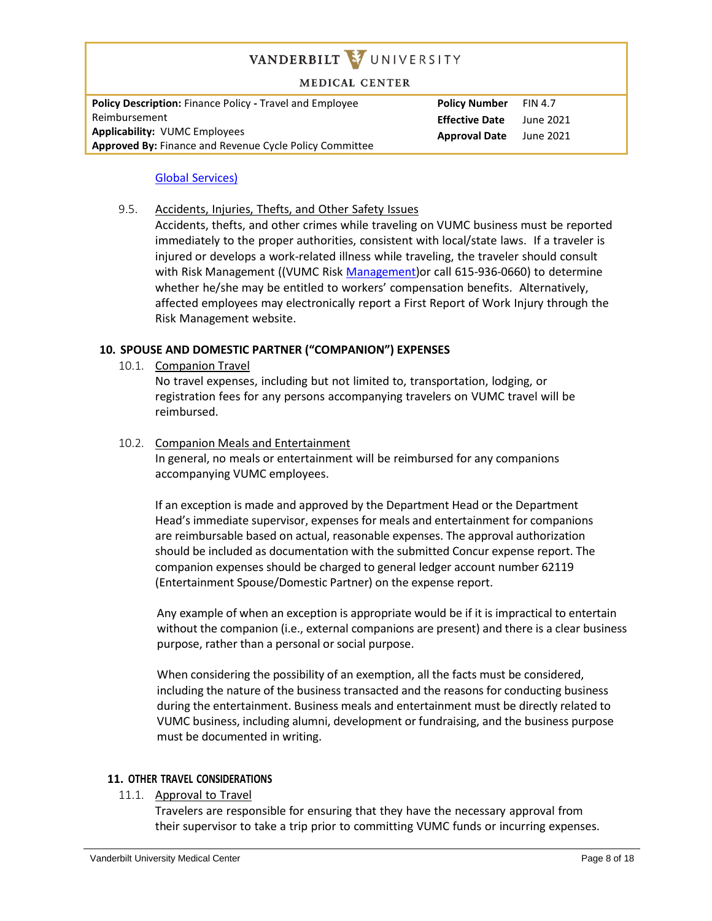Global Services)

9.5. Accidents, Injuries, Thefts, and Other Safety Issues

Accidents, thefts, and other crimes while traveling on VUMC business must be reported immediately to the proper authorities, consistent with local/state laws. If a traveler is injured or develops a work-related illness while traveling, the traveler should consult with Risk Management ((VUMC Risk Management)or call 615-936-0660) to determine whether he/she may be entitled to workers' compensation benefits. Alternatively, affected employees may electronically report a First Report of Work Injury through the Risk Management website.

## 10. SPOUSE AND DOMESTIC PARTNER ("COMPANION") EXPENSES

10.1. Companion Travel

No travel expenses, including but not limited to, transportation, lodging, or registration fees for any persons accompanying travelers on VUMC travel will be reimbursed.

10.2. Companion Meals and Entertainment

In general, no meals or entertainment will be reimbursed for any companions accompanying VUMC employees.

If an exception is made and approved by the Department Head or the Department Head's immediate supervisor, expenses for meals and entertainment for companions are reimbursable based on actual, reasonable expenses. The approval authorization should be included as documentation with the submitted Concur expense report. The companion expenses should be charged to general ledger account number 62119 (Entertainment Spouse/Domestic Partner) on the expense report.

Any example of when an exception is appropriate would be if it is impractical to entertain without the companion (i.e., external companions are present) and there is a clear business purpose, rather than a personal or social purpose.

When considering the possibility of an exemption, all the facts must be considered, including the nature of the business transacted and the reasons for conducting business during the entertainment. Business meals and entertainment must be directly related to VUMC business, including alumni, development or fundraising, and the business purpose must be documented in writing.

## 11. OTHER TRAVEL CONSIDERATIONS

11.1. Approval to Travel

Travelers are responsible for ensuring that they have the necessary approval from their supervisor to take a trip prior to committing VUMC funds or incurring expenses.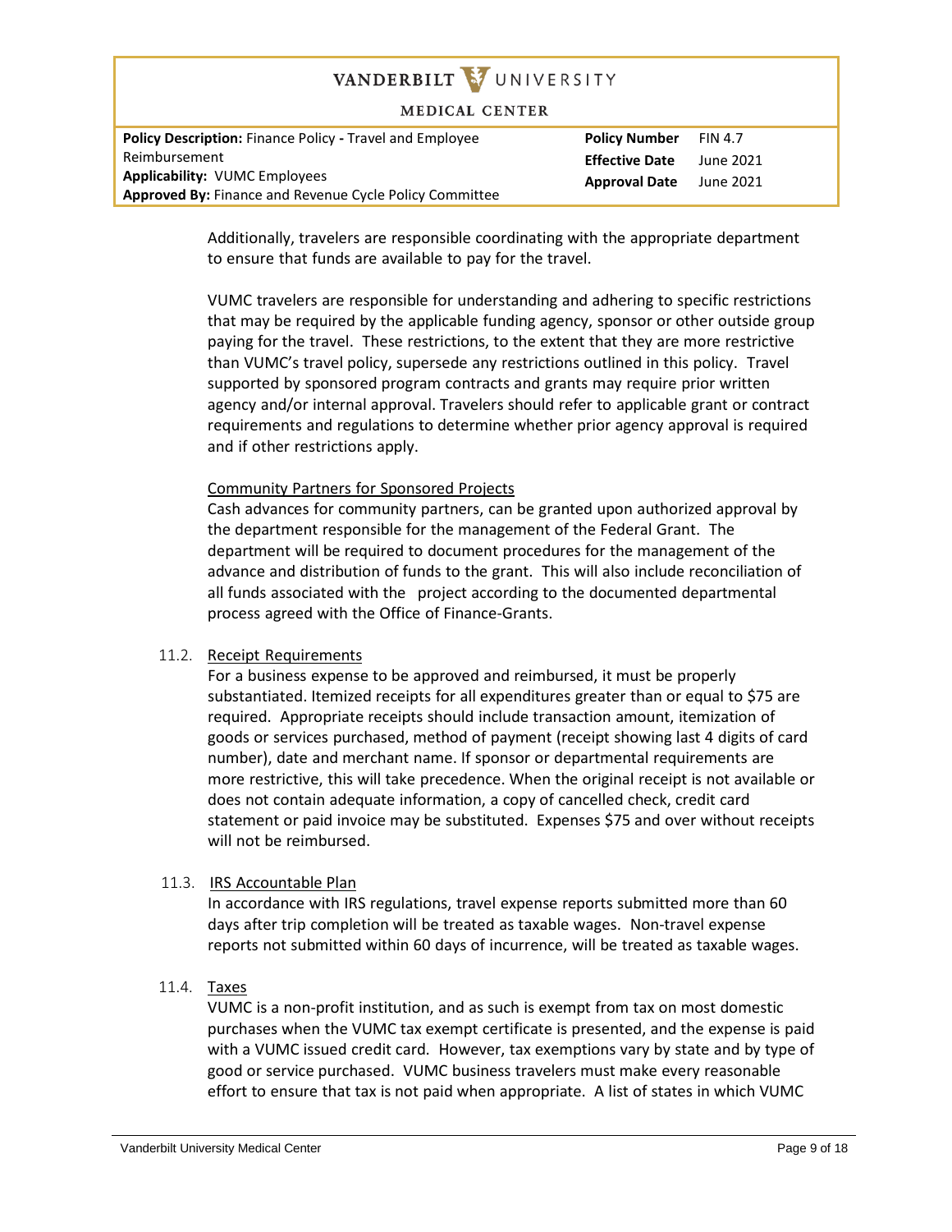Additionally, travelers are responsible coordinating with the appropriate department to ensure that funds are available to pay for the travel.

VUMC travelers are responsible for understanding and adhering to specific restrictions that may be required by the applicable funding agency, sponsor or other outside group paying for the travel. These restrictions, to the extent that they are more restrictive than VUMC's travel policy, supersede any restrictions outlined in this policy. Travel supported by sponsored program contracts and grants may require prior written agency and/or internal approval. Travelers should refer to applicable grant or contract requirements and regulations to determine whether prior agency approval is required and if other restrictions apply.

Community Partners for Sponsored Projects

Cash advances for community partners, can be granted upon authorized approval by the department responsible for the management of the Federal Grant. The department will be required to document procedures for the management of the advance and distribution of funds to the grant. This will also include reconciliation of all funds associated with the project according to the documented departmental process agreed with the Office of Finance-Grants.

11.2. Receipt Requirements

For a business expense to be approved and reimbursed, it must be properly substantiated. Itemized receipts for all expenditures greater than or equal to $75 are required. Appropriate receipts should include transaction amount, itemization of goods or services purchased, method of payment (receipt showing last 4 digits of card number), date and merchant name. If sponsor or departmental requirements are more restrictive, this will take precedence. When the original receipt is not available or does not contain adequate information, a copy of cancelled check, credit card statement or paid invoice may be substituted. Expenses $75 and over without receipts will not be reimbursed.

11.3. IRS Accountable Plan

In accordance with IRS regulations, travel expense reports submitted more than 60 days after trip completion will be treated as taxable wages. Non-travel expense reports not submitted within 60 days of incurrence, will be treated as taxable wages.

11.4. Taxes

VUMC is a non-profit institution, and as such is exempt from tax on most domestic purchases when the VUMC tax exempt certificate is presented, and the expense is paid with a VUMC issued credit card. However, tax exemptions vary by state and by type of good or service purchased. VUMC business travelers must make every reasonable effort to ensure that tax is not paid when appropriate. A list of states in which VUMC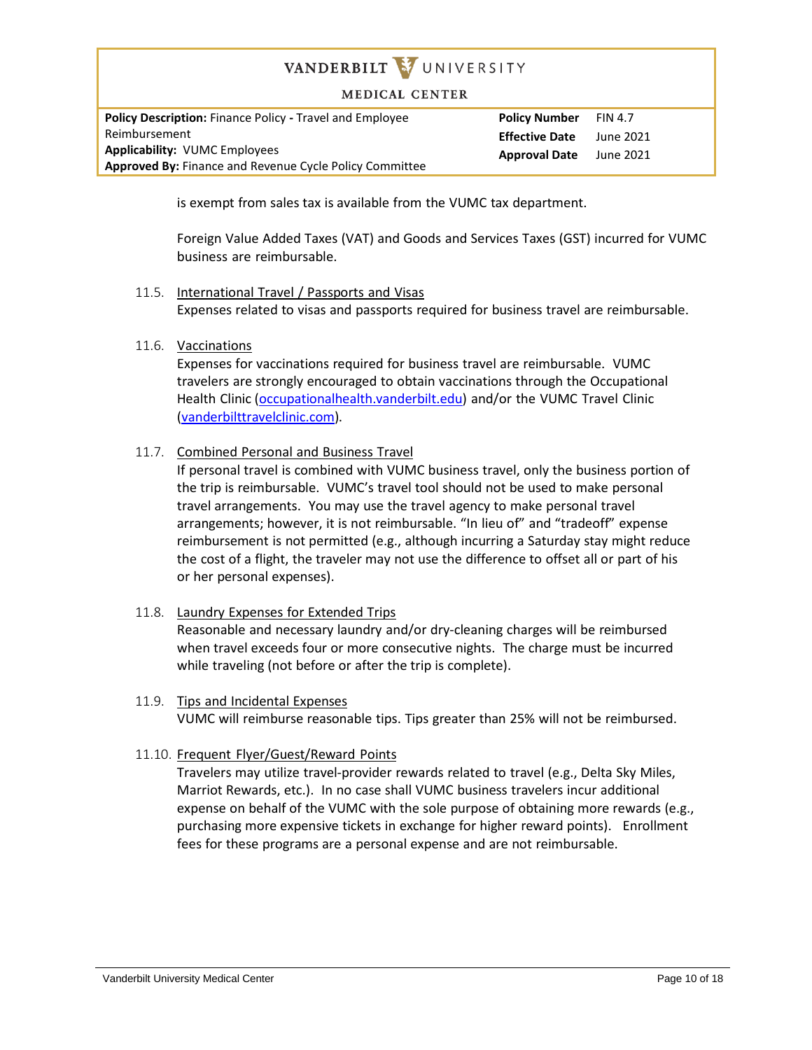is exempt from sales tax is available from the VUMC tax department.

Foreign Value Added Taxes (VAT) and Goods and Services Taxes (GST) incurred for VUMC business are reimbursable.

11.5. International Travel / Passports and Visas

Expenses related to visas and passports required for business travel are reimbursable.

11.6. Vaccinations

Expenses for vaccinations required for business travel are reimbursable. VUMC travelers are strongly encouraged to obtain vaccinations through the Occupational Health Clinic ([occupationalhealth.vanderbilt.edu](occupationalhealth.vanderbilt.edu)) and/or the VUMC Travel Clinic ([vanderbilttravelclinic.com](vanderbilttravelclinic.com)).

11.7. Combined Personal and Business Travel

If personal travel is combined with VUMC business travel, only the business portion of the trip is reimbursable. VUMC's travel tool should not be used to make personal travel arrangements. You may use the travel agency to make personal travel arrangements; however, it is not reimbursable. "In lieu of" and "tradeoff" expense reimbursement is not permitted (e.g., although incurring a Saturday stay might reduce the cost of a flight, the traveler may not use the difference to offset all or part of his or her personal expenses).

11.8. Laundry Expenses for Extended Trips

Reasonable and necessary laundry and/or dry-cleaning charges will be reimbursed when travel exceeds four or more consecutive nights. The charge must be incurred while traveling (not before or after the trip is complete).

11.9. Tips and Incidental Expenses

VUMC will reimburse reasonable tips. Tips greater than 25% will not be reimbursed.

11.10. Frequent Flyer/Guest/Reward Points

Travelers may utilize travel-provider rewards related to travel (e.g., Delta Sky Miles, Marriot Rewards, etc.). In no case shall VUMC business travelers incur additional expense on behalf of the VUMC with the sole purpose of obtaining more rewards (e.g., purchasing more expensive tickets in exchange for higher reward points). Enrollment fees for these programs are a personal expense and are not reimbursable.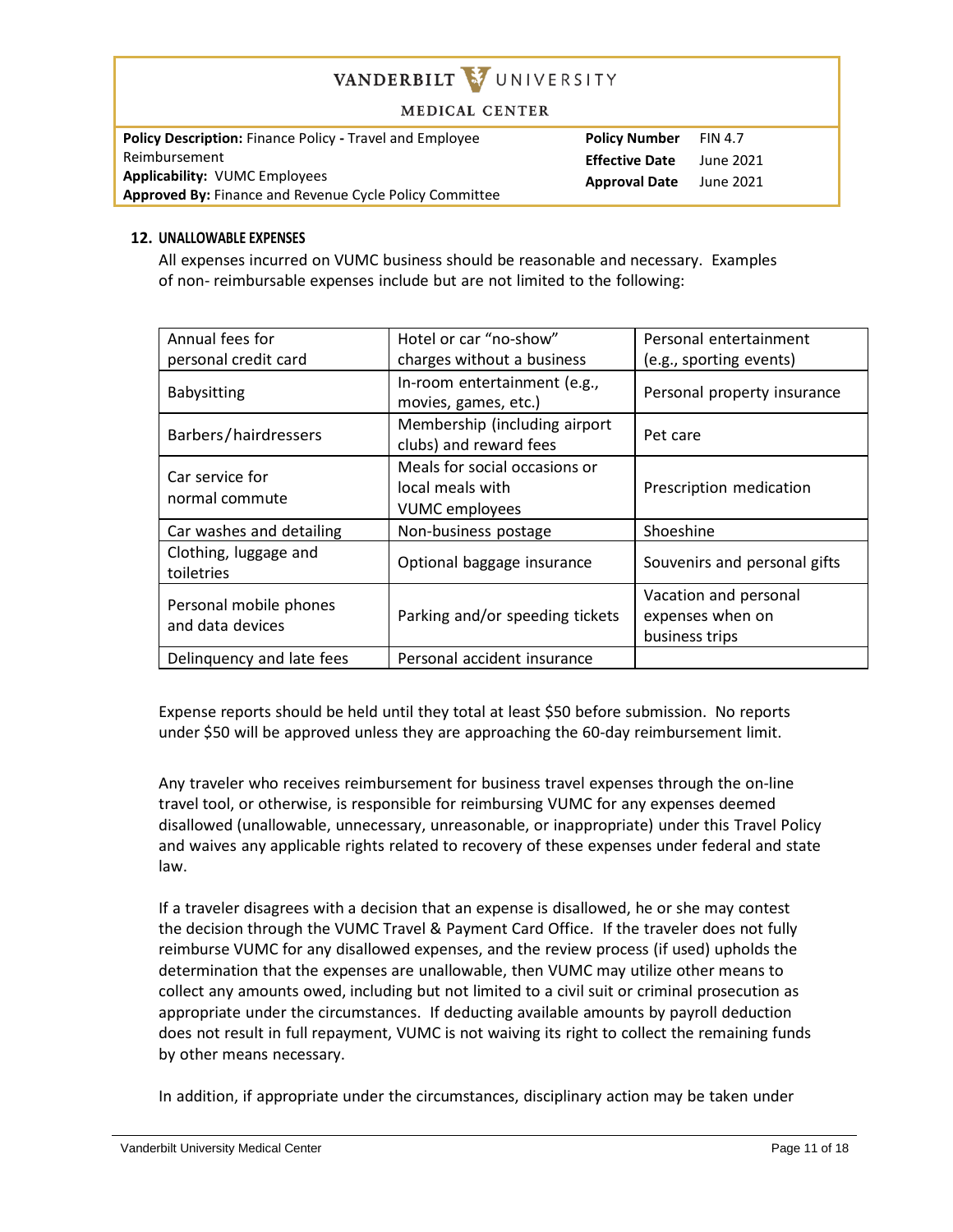## 12. UNALLOWABLE EXPENSES

All expenses incurred on VUMC business should be reasonable and necessary. Examples of non- reimbursable expenses include but are not limited to the following:

| | | |
|---|---|---|
| Annual fees for personal credit card | Hotel or car "no-show" charges without a business | Personal entertainment (e.g., sporting events) |
| Babysitting | In-room entertainment (e.g., movies, games, etc.) | Personal property insurance |
| Barbers/hairdressers | Membership (including airport clubs) and reward fees | Pet care |
| Car service for normal commute | Meals for social occasions or local meals with VUMC employees | Prescription medication |
| Car washes and detailing | Non-business postage | Shoeshine |
| Clothing, luggage and toiletries | Optional baggage insurance | Souvenirs and personal gifts |
| Personal mobile phones and data devices | Parking and/or speeding tickets | Vacation and personal expenses when on business trips |
| Delinquency and late fees | Personal accident insurance | |

Expense reports should be held until they total at least $50 before submission. No reports under $50 will be approved unless they are approaching the 60-day reimbursement limit.

Any traveler who receives reimbursement for business travel expenses through the on-line travel tool, or otherwise, is responsible for reimbursing VUMC for any expenses deemed disallowed (unallowable, unnecessary, unreasonable, or inappropriate) under this Travel Policy and waives any applicable rights related to recovery of these expenses under federal and state law.

If a traveler disagrees with a decision that an expense is disallowed, he or she may contest the decision through the VUMC Travel & Payment Card Office. If the traveler does not fully reimburse VUMC for any disallowed expenses, and the review process (if used) upholds the determination that the expenses are unallowable, then VUMC may utilize other means to collect any amounts owed, including but not limited to a civil suit or criminal prosecution as appropriate under the circumstances. If deducting available amounts by payroll deduction does not result in full repayment, VUMC is not waiving its right to collect the remaining funds by other means necessary.

In addition, if appropriate under the circumstances, disciplinary action may be taken under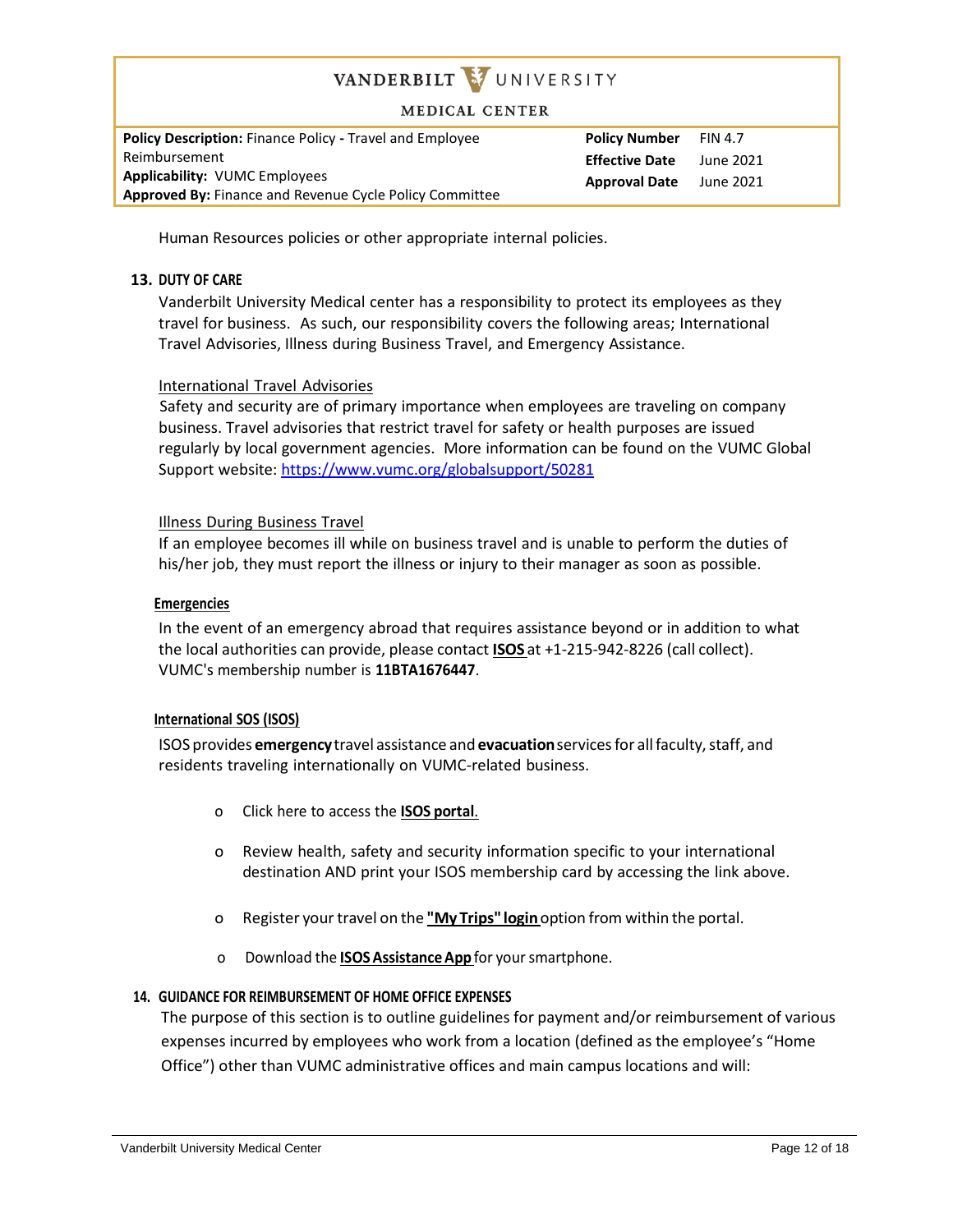Human Resources policies or other appropriate internal policies.

## 13. DUTY OF CARE

Vanderbilt University Medical center has a responsibility to protect its employees as they travel for business. As such, our responsibility covers the following areas; International Travel Advisories, Illness during Business Travel, and Emergency Assistance.

International Travel Advisories

Safety and security are of primary importance when employees are traveling on company business. Travel advisories that restrict travel for safety or health purposes are issued regularly by local government agencies. More information can be found on the VUMC Global Support website: https://www.vumc.org/globalsupport/50281

Illness During Business Travel

If an employee becomes ill while on business travel and is unable to perform the duties of his/her job, they must report the illness or injury to their manager as soon as possible.

**Emergencies**

In the event of an emergency abroad that requires assistance beyond or in addition to what the local authorities can provide, please contact **ISOS** at +1-215-942-8226 (call collect). VUMC's membership number is **11BTA1676447**.

**International SOS (ISOS)**

ISOS provides **emergency** travel assistance and **evacuation** services for all faculty, staff, and residents traveling internationally on VUMC-related business.

- Click here to access the **ISOS portal**.
- Review health, safety and security information specific to your international destination AND print your ISOS membership card by accessing the link above.
- Register your travel on the **"My Trips" login** option from within the portal.
- Download the **ISOS Assistance App** for your smartphone.

## 14. GUIDANCE FOR REIMBURSEMENT OF HOME OFFICE EXPENSES

The purpose of this section is to outline guidelines for payment and/or reimbursement of various expenses incurred by employees who work from a location (defined as the employee's "Home Office") other than VUMC administrative offices and main campus locations and will: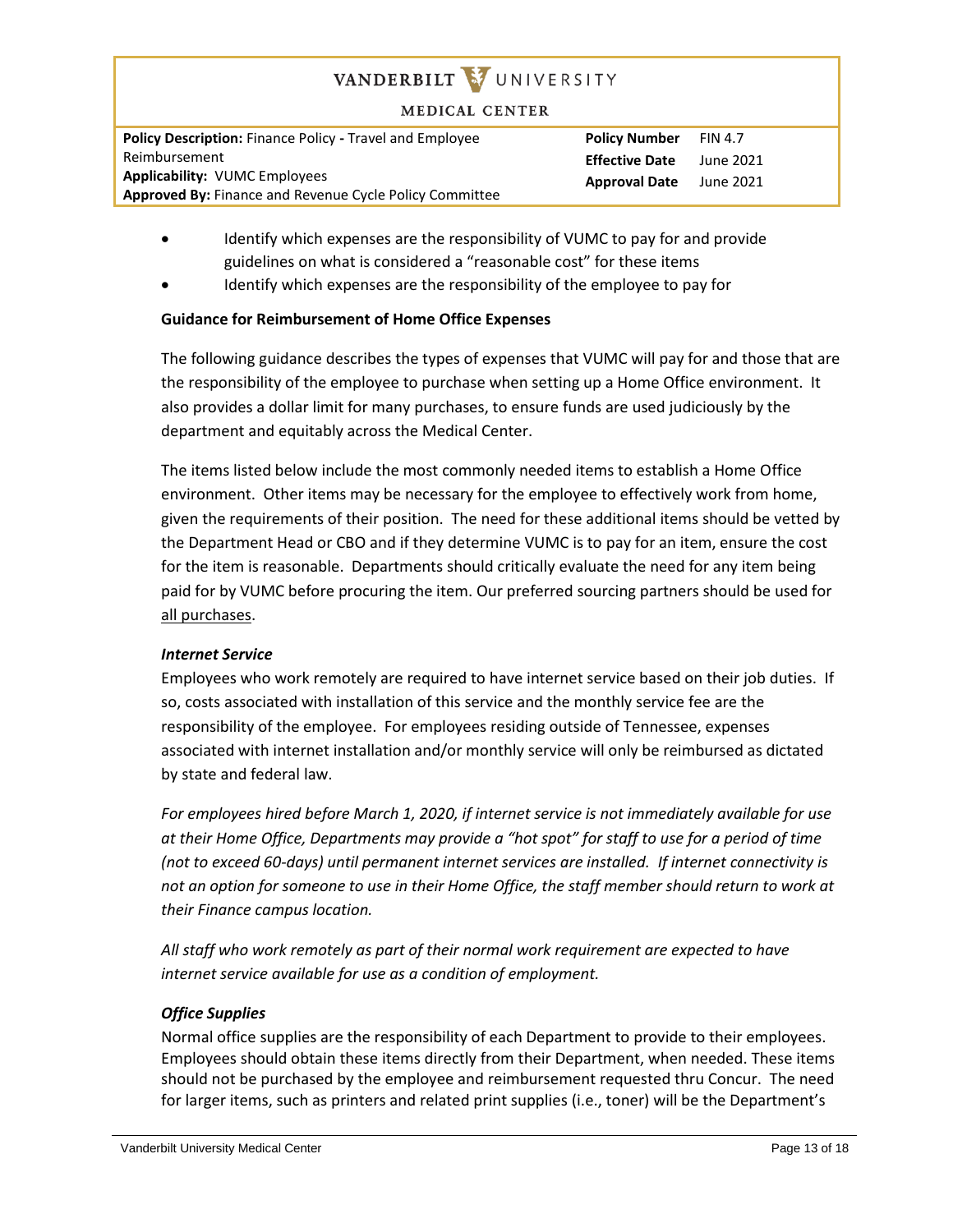- Identify which expenses are the responsibility of VUMC to pay for and provide guidelines on what is considered a "reasonable cost" for these items
- Identify which expenses are the responsibility of the employee to pay for

**Guidance for Reimbursement of Home Office Expenses**

The following guidance describes the types of expenses that VUMC will pay for and those that are the responsibility of the employee to purchase when setting up a Home Office environment. It also provides a dollar limit for many purchases, to ensure funds are used judiciously by the department and equitably across the Medical Center.

The items listed below include the most commonly needed items to establish a Home Office environment. Other items may be necessary for the employee to effectively work from home, given the requirements of their position. The need for these additional items should be vetted by the Department Head or CBO and if they determine VUMC is to pay for an item, ensure the cost for the item is reasonable. Departments should critically evaluate the need for any item being paid for by VUMC before procuring the item. Our preferred sourcing partners should be used for <u>all purchases</u>.

***Internet Service***

Employees who work remotely are required to have internet service based on their job duties. If so, costs associated with installation of this service and the monthly service fee are the responsibility of the employee. For employees residing outside of Tennessee, expenses associated with internet installation and/or monthly service will only be reimbursed as dictated by state and federal law.

*For employees hired before March 1, 2020, if internet service is not immediately available for use at their Home Office, Departments may provide a "hot spot" for staff to use for a period of time (not to exceed 60-days) until permanent internet services are installed. If internet connectivity is not an option for someone to use in their Home Office, the staff member should return to work at their Finance campus location.*

*All staff who work remotely as part of their normal work requirement are expected to have internet service available for use as a condition of employment.*

***Office Supplies***

Normal office supplies are the responsibility of each Department to provide to their employees. Employees should obtain these items directly from their Department, when needed. These items should not be purchased by the employee and reimbursement requested thru Concur. The need for larger items, such as printers and related print supplies (i.e., toner) will be the Department's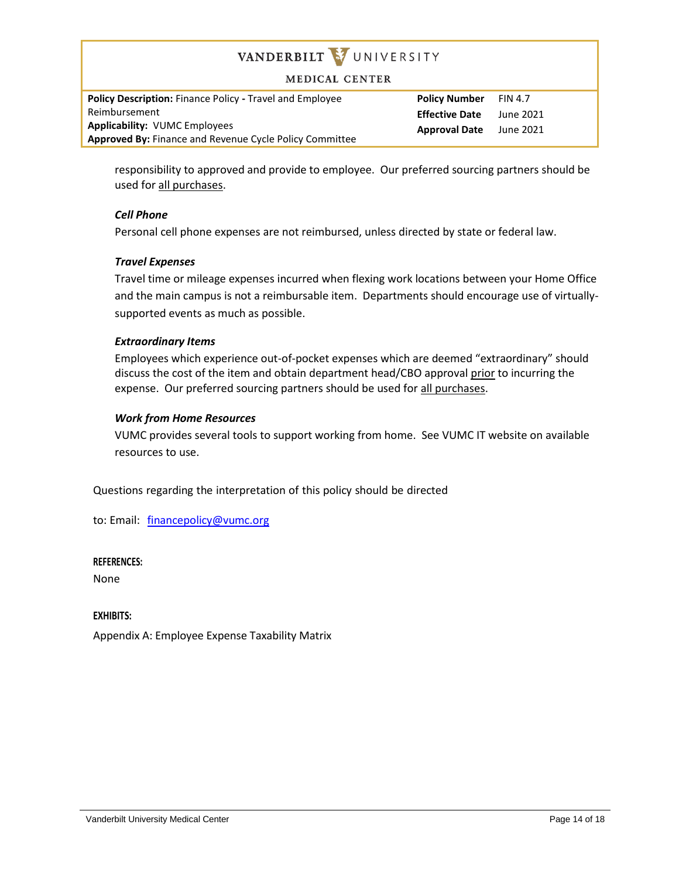responsibility to approved and provide to employee. Our preferred sourcing partners should be used for all purchases.

***Cell Phone***

Personal cell phone expenses are not reimbursed, unless directed by state or federal law.

***Travel Expenses***

Travel time or mileage expenses incurred when flexing work locations between your Home Office and the main campus is not a reimbursable item. Departments should encourage use of virtually-supported events as much as possible.

***Extraordinary Items***

Employees which experience out-of-pocket expenses which are deemed "extraordinary" should discuss the cost of the item and obtain department head/CBO approval prior to incurring the expense. Our preferred sourcing partners should be used for all purchases.

***Work from Home Resources***

VUMC provides several tools to support working from home. See VUMC IT website on available resources to use.

Questions regarding the interpretation of this policy should be directed

to: Email: financepolicy@vumc.org

**REFERENCES:**

None

**EXHIBITS:**

Appendix A: Employee Expense Taxability Matrix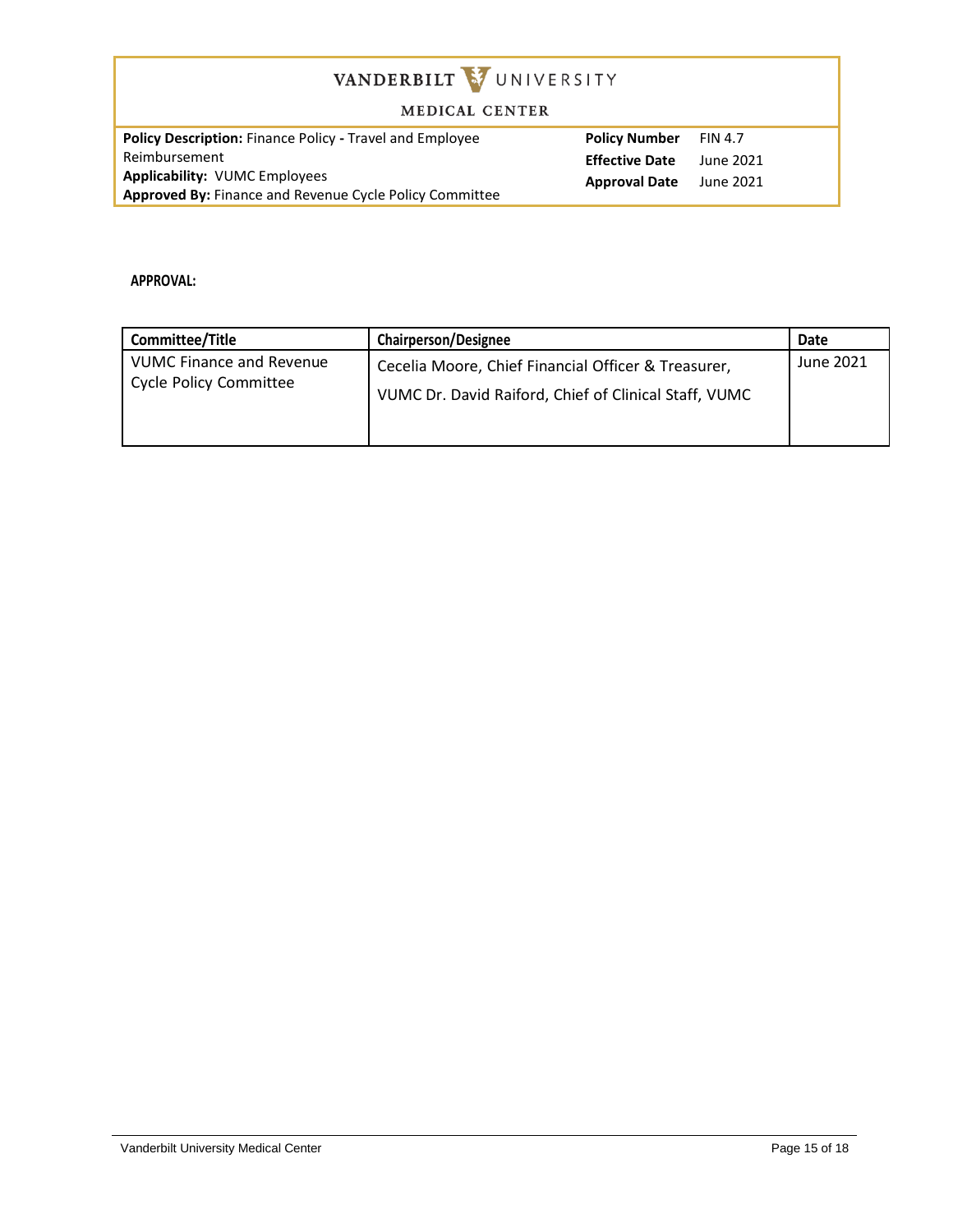| **Policy Description:** Finance Policy - Travel and Employee Reimbursement | **Policy Number** | FIN 4.7 |
|---|---|---|
| **Applicability:** VUMC Employees | **Effective Date** | June 2021 |
| **Approved By:** Finance and Revenue Cycle Policy Committee | **Approval Date** | June 2021 |

**APPROVAL:**

| Committee/Title | Chairperson/Designee | Date |
|---|---|---|
| VUMC Finance and Revenue Cycle Policy Committee | Cecelia Moore, Chief Financial Officer & Treasurer, VUMC Dr. David Raiford, Chief of Clinical Staff, VUMC | June 2021 |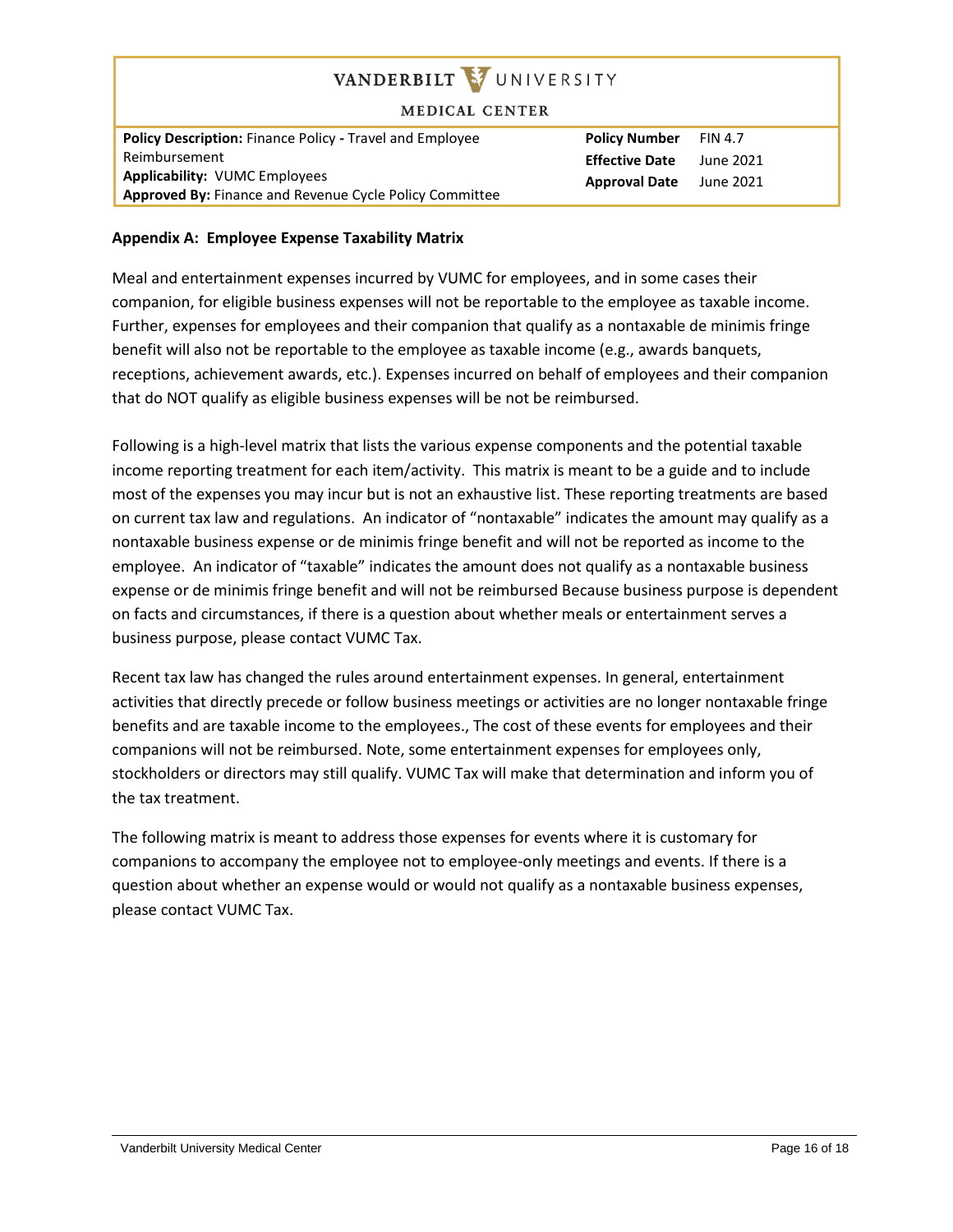## Appendix A: Employee Expense Taxability Matrix

Meal and entertainment expenses incurred by VUMC for employees, and in some cases their companion, for eligible business expenses will not be reportable to the employee as taxable income. Further, expenses for employees and their companion that qualify as a nontaxable de minimis fringe benefit will also not be reportable to the employee as taxable income (e.g., awards banquets, receptions, achievement awards, etc.). Expenses incurred on behalf of employees and their companion that do NOT qualify as eligible business expenses will be not be reimbursed.

Following is a high-level matrix that lists the various expense components and the potential taxable income reporting treatment for each item/activity. This matrix is meant to be a guide and to include most of the expenses you may incur but is not an exhaustive list. These reporting treatments are based on current tax law and regulations. An indicator of "nontaxable" indicates the amount may qualify as a nontaxable business expense or de minimis fringe benefit and will not be reported as income to the employee. An indicator of "taxable" indicates the amount does not qualify as a nontaxable business expense or de minimis fringe benefit and will not be reimbursed Because business purpose is dependent on facts and circumstances, if there is a question about whether meals or entertainment serves a business purpose, please contact VUMC Tax.

Recent tax law has changed the rules around entertainment expenses. In general, entertainment activities that directly precede or follow business meetings or activities are no longer nontaxable fringe benefits and are taxable income to the employees., The cost of these events for employees and their companions will not be reimbursed. Note, some entertainment expenses for employees only, stockholders or directors may still qualify. VUMC Tax will make that determination and inform you of the tax treatment.

The following matrix is meant to address those expenses for events where it is customary for companions to accompany the employee not to employee-only meetings and events. If there is a question about whether an expense would or would not qualify as a nontaxable business expenses, please contact VUMC Tax.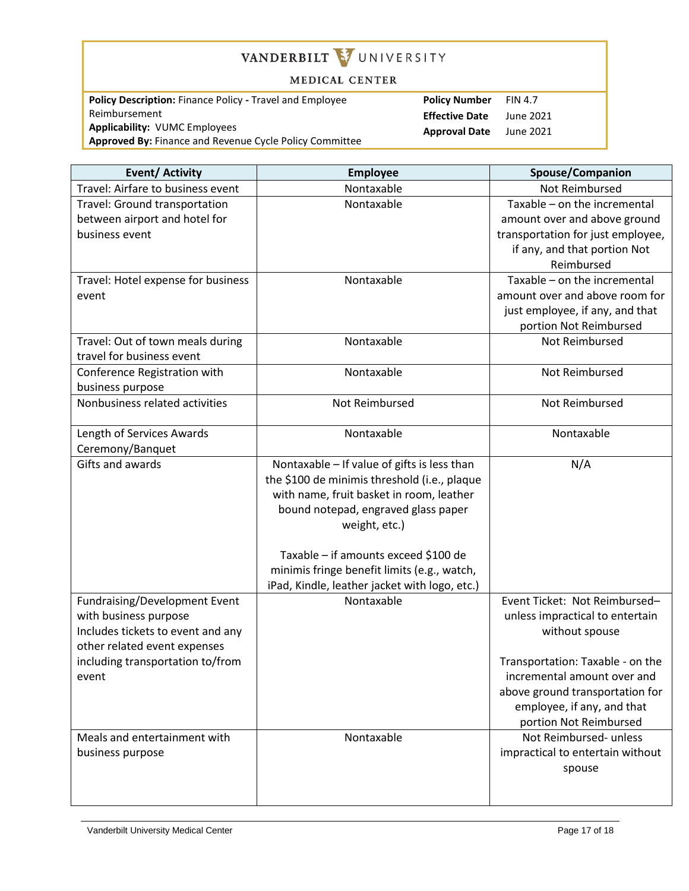VANDERBILT UNIVERSITY

MEDICAL CENTER

| **Policy Description:** Finance Policy - Travel and Employee Reimbursement | **Policy Number** | FIN 4.7 |
|---|---|---|
| **Applicability:** VUMC Employees | **Effective Date** | June 2021 |
| **Approved By:** Finance and Revenue Cycle Policy Committee | **Approval Date** | June 2021 |

| Event/ Activity | Employee | Spouse/Companion |
|---|---|---|
| Travel: Airfare to business event | Nontaxable | Not Reimbursed |
| Travel: Ground transportation between airport and hotel for business event | Nontaxable | Taxable – on the incremental amount over and above ground transportation for just employee, if any, and that portion Not Reimbursed |
| Travel: Hotel expense for business event | Nontaxable | Taxable – on the incremental amount over and above room for just employee, if any, and that portion Not Reimbursed |
| Travel: Out of town meals during travel for business event | Nontaxable | Not Reimbursed |
| Conference Registration with business purpose | Nontaxable | Not Reimbursed |
| Nonbusiness related activities | Not Reimbursed | Not Reimbursed |
| Length of Services Awards Ceremony/Banquet | Nontaxable | Nontaxable |
| Gifts and awards | Nontaxable – If value of gifts is less than the $100 de minimis threshold (i.e., plaque with name, fruit basket in room, leather bound notepad, engraved glass paper weight, etc.)<br><br>Taxable – if amounts exceed $100 de minimis fringe benefit limits (e.g., watch, iPad, Kindle, leather jacket with logo, etc.) | N/A |
| Fundraising/Development Event with business purpose Includes tickets to event and any other related event expenses including transportation to/from event | Nontaxable | Event Ticket: Not Reimbursed– unless impractical to entertain without spouse<br><br>Transportation: Taxable - on the incremental amount over and above ground transportation for employee, if any, and that portion Not Reimbursed |
| Meals and entertainment with business purpose | Nontaxable | Not Reimbursed- unless impractical to entertain without spouse |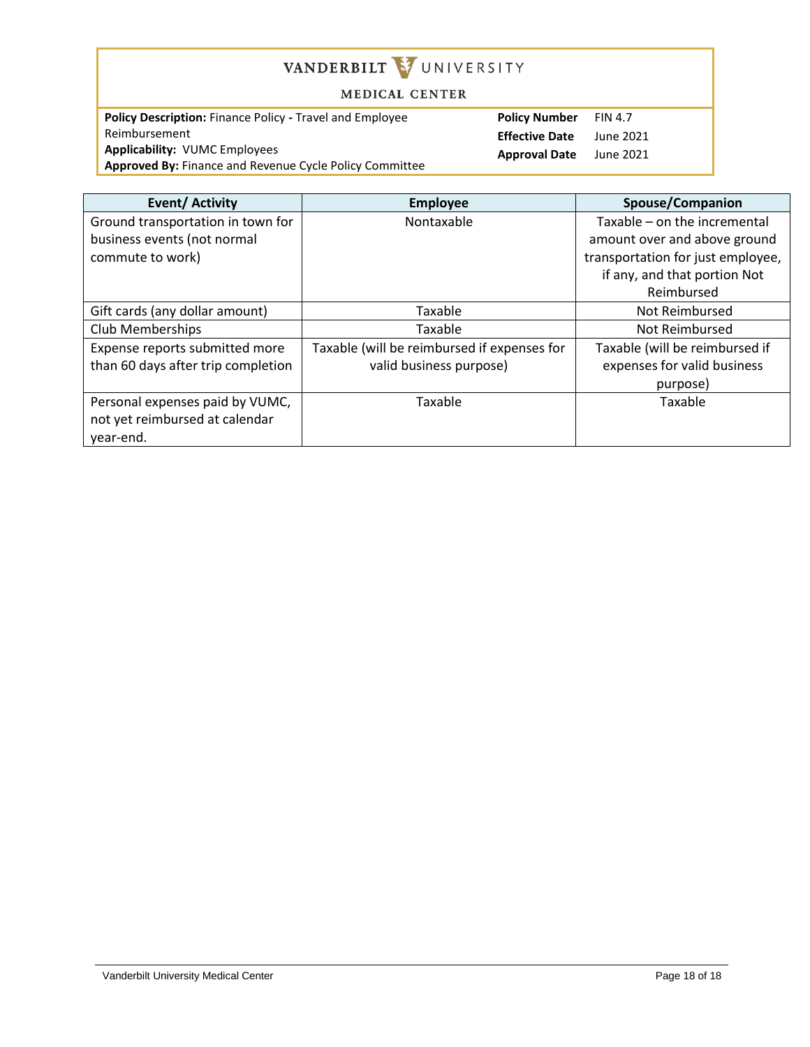| Event/ Activity | Employee | Spouse/Companion |
| --- | --- | --- |
| Ground transportation in town for business events (not normal commute to work) | Nontaxable | Taxable – on the incremental amount over and above ground transportation for just employee, if any, and that portion Not Reimbursed |
| Gift cards (any dollar amount) | Taxable | Not Reimbursed |
| Club Memberships | Taxable | Not Reimbursed |
| Expense reports submitted more than 60 days after trip completion | Taxable (will be reimbursed if expenses for valid business purpose) | Taxable (will be reimbursed if expenses for valid business purpose) |
| Personal expenses paid by VUMC, not yet reimbursed at calendar year-end. | Taxable | Taxable |